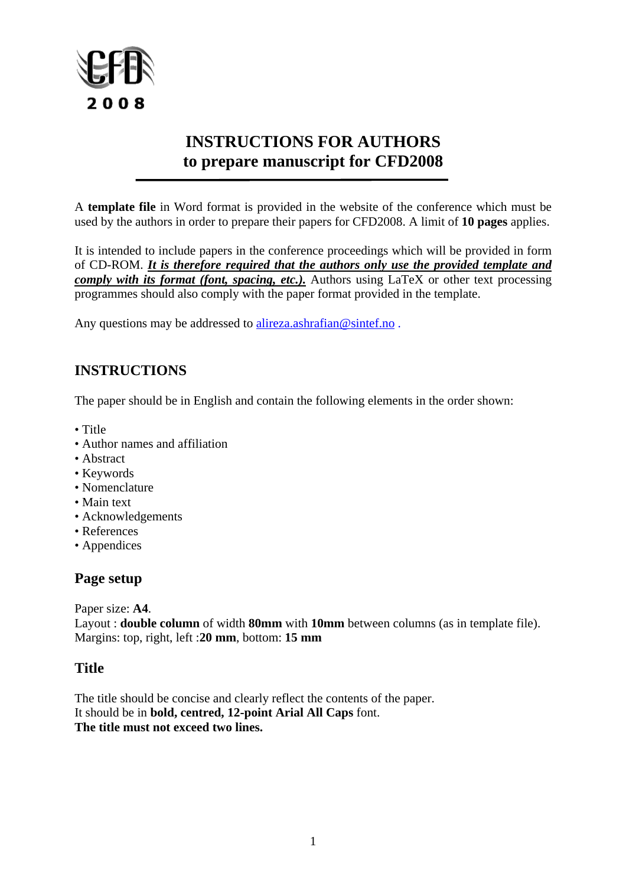# INSTRUCTIONS FOR AUTHORS
# to prepare manuscript for CFD2008

A **template file** in Word format is provided in the website of the conference which must be used by the authors in order to prepare their papers for CFD2008. A limit of **10 pages** applies.

It is intended to include papers in the conference proceedings which will be provided in form of CD-ROM. ***It is therefore required that the authors only use the provided template and comply with its format (font, spacing, etc.).*** Authors using LaTeX or other text processing programmes should also comply with the paper format provided in the template.

Any questions may be addressed to alireza.ashrafian@sintef.no .

## INSTRUCTIONS

The paper should be in English and contain the following elements in the order shown:

- Title
- Author names and affiliation
- Abstract
- Keywords
- Nomenclature
- Main text
- Acknowledgements
- References
- Appendices

### Page setup

Paper size: **A4**.
Layout : **double column** of width **80mm** with **10mm** between columns (as in template file).
Margins: top, right, left :**20 mm**, bottom: **15 mm**

### Title

The title should be concise and clearly reflect the contents of the paper.
It should be in **bold, centred, 12-point Arial All Caps** font.
**The title must not exceed two lines.**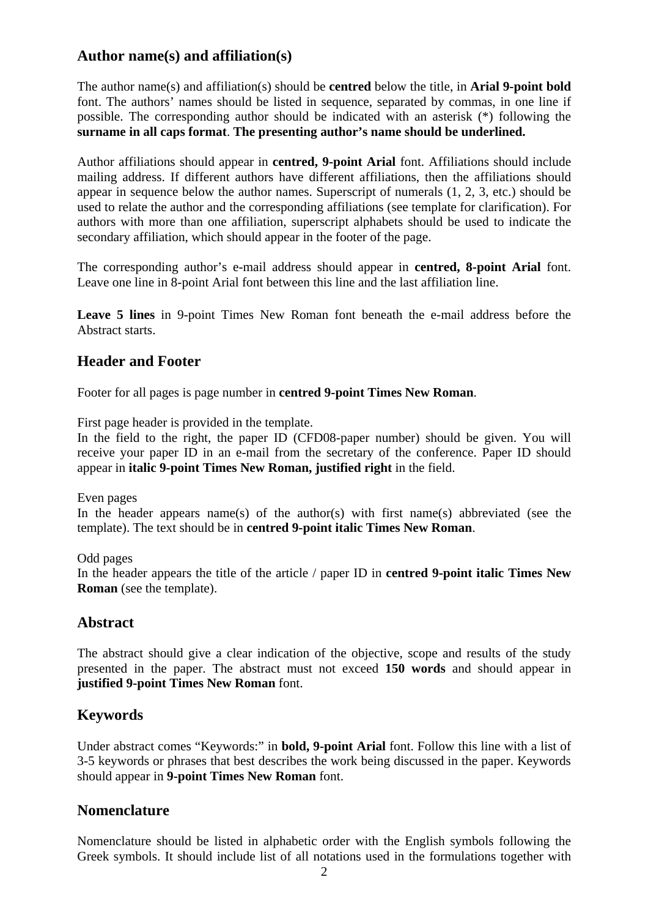## Author name(s) and affiliation(s)

The author name(s) and affiliation(s) should be **centred** below the title, in **Arial 9-point bold** font. The authors' names should be listed in sequence, separated by commas, in one line if possible. The corresponding author should be indicated with an asterisk (*) following the **surname in all caps format**. **The presenting author's name should be underlined.**

Author affiliations should appear in **centred, 9-point Arial** font. Affiliations should include mailing address. If different authors have different affiliations, then the affiliations should appear in sequence below the author names. Superscript of numerals (1, 2, 3, etc.) should be used to relate the author and the corresponding affiliations (see template for clarification). For authors with more than one affiliation, superscript alphabets should be used to indicate the secondary affiliation, which should appear in the footer of the page.

The corresponding author's e-mail address should appear in **centred, 8-point Arial** font. Leave one line in 8-point Arial font between this line and the last affiliation line.

**Leave 5 lines** in 9-point Times New Roman font beneath the e-mail address before the Abstract starts.

## Header and Footer

Footer for all pages is page number in **centred 9-point Times New Roman**.

First page header is provided in the template.
In the field to the right, the paper ID (CFD08-paper number) should be given. You will receive your paper ID in an e-mail from the secretary of the conference. Paper ID should appear in **italic 9-point Times New Roman, justified right** in the field.

Even pages
In the header appears name(s) of the author(s) with first name(s) abbreviated (see the template). The text should be in **centred 9-point italic Times New Roman**.

Odd pages
In the header appears the title of the article / paper ID in **centred 9-point italic Times New Roman** (see the template).

## Abstract

The abstract should give a clear indication of the objective, scope and results of the study presented in the paper. The abstract must not exceed **150 words** and should appear in **justified 9-point Times New Roman** font.

## Keywords

Under abstract comes "Keywords:" in **bold, 9-point Arial** font. Follow this line with a list of 3-5 keywords or phrases that best describes the work being discussed in the paper. Keywords should appear in **9-point Times New Roman** font.

## Nomenclature

Nomenclature should be listed in alphabetic order with the English symbols following the Greek symbols. It should include list of all notations used in the formulations together with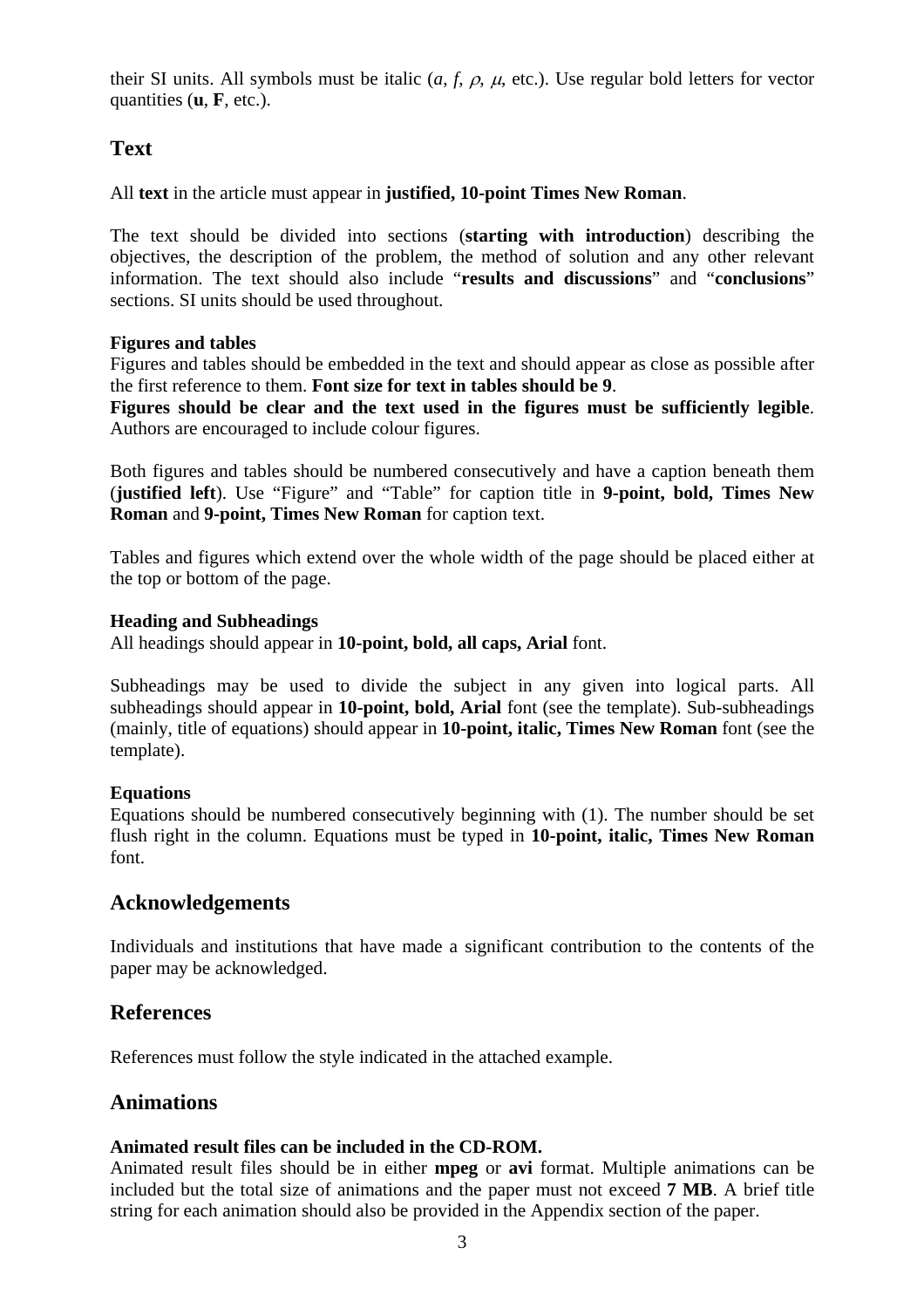their SI units. All symbols must be italic ($a$, $f$, $\rho$, $\mu$, etc.). Use regular bold letters for vector quantities (**u**, **F**, etc.).

## Text

All **text** in the article must appear in **justified, 10-point Times New Roman**.

The text should be divided into sections (**starting with introduction**) describing the objectives, the description of the problem, the method of solution and any other relevant information. The text should also include "**results and discussions**" and "**conclusions**" sections. SI units should be used throughout.

### Figures and tables

Figures and tables should be embedded in the text and should appear as close as possible after the first reference to them. **Font size for text in tables should be 9**.
**Figures should be clear and the text used in the figures must be sufficiently legible**. Authors are encouraged to include colour figures.

Both figures and tables should be numbered consecutively and have a caption beneath them (**justified left**). Use "Figure" and "Table" for caption title in **9-point, bold, Times New Roman** and **9-point, Times New Roman** for caption text.

Tables and figures which extend over the whole width of the page should be placed either at the top or bottom of the page.

### Heading and Subheadings

All headings should appear in **10-point, bold, all caps, Arial** font.

Subheadings may be used to divide the subject in any given into logical parts. All subheadings should appear in **10-point, bold, Arial** font (see the template). Sub-subheadings (mainly, title of equations) should appear in **10-point, italic, Times New Roman** font (see the template).

### Equations

Equations should be numbered consecutively beginning with (1). The number should be set flush right in the column. Equations must be typed in **10-point, italic, Times New Roman** font.

## Acknowledgements

Individuals and institutions that have made a significant contribution to the contents of the paper may be acknowledged.

## References

References must follow the style indicated in the attached example.

## Animations

### Animated result files can be included in the CD-ROM.

Animated result files should be in either **mpeg** or **avi** format. Multiple animations can be included but the total size of animations and the paper must not exceed **7 MB**. A brief title string for each animation should also be provided in the Appendix section of the paper.